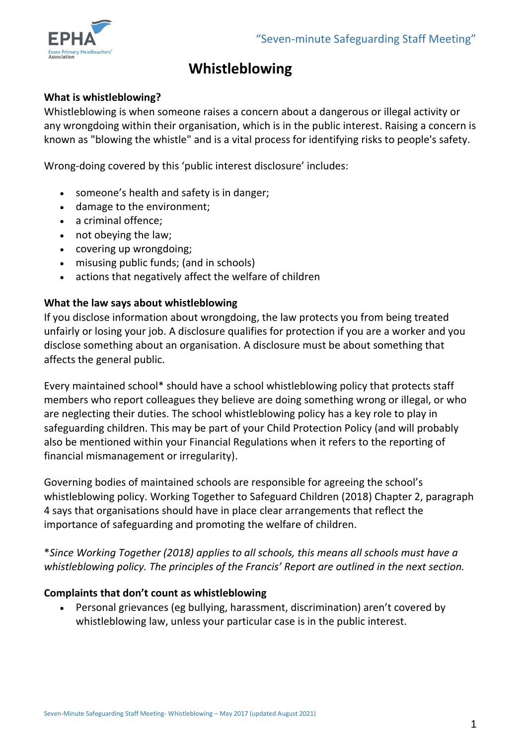# Whistleblowing

**What is whistleblowing?**

Whistleblowing is when someone raises a concern about a dangerous or illegal activity or any wrongdoing within their organisation, which is in the public interest. Raising a concern is known as "blowing the whistle" and is a vital process for identifying risks to people's safety.

Wrong-doing covered by this 'public interest disclosure' includes:

- someone's health and safety is in danger;
- damage to the environment;
- a criminal offence;
- not obeying the law;
- covering up wrongdoing;
- misusing public funds; (and in schools)
- actions that negatively affect the welfare of children

**What the law says about whistleblowing**

If you disclose information about wrongdoing, the law protects you from being treated unfairly or losing your job. A disclosure qualifies for protection if you are a worker and you disclose something about an organisation. A disclosure must be about something that affects the general public.

Every maintained school* should have a school whistleblowing policy that protects staff members who report colleagues they believe are doing something wrong or illegal, or who are neglecting their duties. The school whistleblowing policy has a key role to play in safeguarding children. This may be part of your Child Protection Policy (and will probably also be mentioned within your Financial Regulations when it refers to the reporting of financial mismanagement or irregularity).

Governing bodies of maintained schools are responsible for agreeing the school's whistleblowing policy. Working Together to Safeguard Children (2018) Chapter 2, paragraph 4 says that organisations should have in place clear arrangements that reflect the importance of safeguarding and promoting the welfare of children.

**Since Working Together (2018) applies to all schools, this means all schools must have a whistleblowing policy. The principles of the Francis' Report are outlined in the next section.*

**Complaints that don't count as whistleblowing**

- Personal grievances (eg bullying, harassment, discrimination) aren't covered by whistleblowing law, unless your particular case is in the public interest.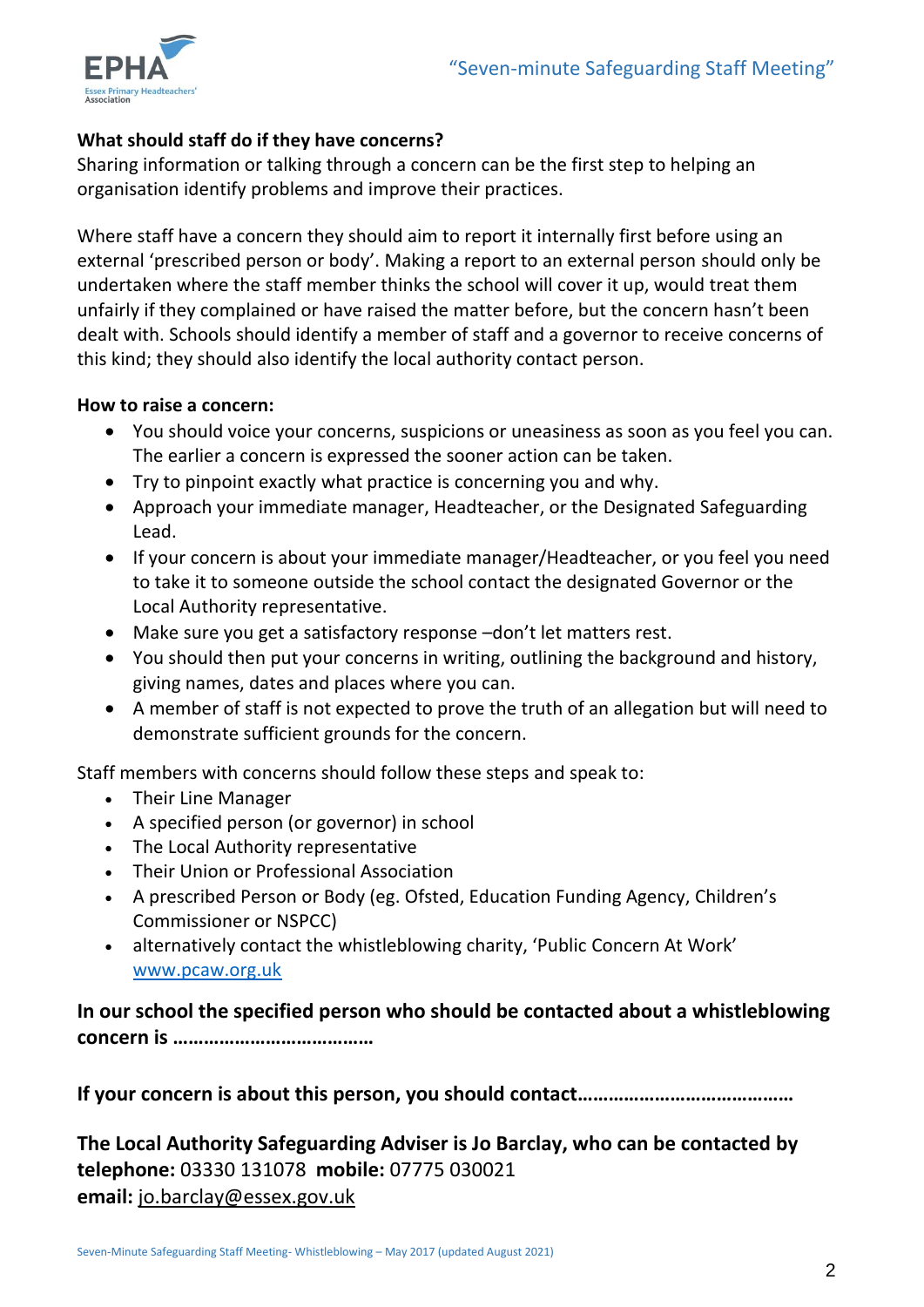**What should staff do if they have concerns?**
Sharing information or talking through a concern can be the first step to helping an organisation identify problems and improve their practices.

Where staff have a concern they should aim to report it internally first before using an external 'prescribed person or body'. Making a report to an external person should only be undertaken where the staff member thinks the school will cover it up, would treat them unfairly if they complained or have raised the matter before, but the concern hasn't been dealt with. Schools should identify a member of staff and a governor to receive concerns of this kind; they should also identify the local authority contact person.

**How to raise a concern:**

- You should voice your concerns, suspicions or uneasiness as soon as you feel you can. The earlier a concern is expressed the sooner action can be taken.
- Try to pinpoint exactly what practice is concerning you and why.
- Approach your immediate manager, Headteacher, or the Designated Safeguarding Lead.
- If your concern is about your immediate manager/Headteacher, or you feel you need to take it to someone outside the school contact the designated Governor or the Local Authority representative.
- Make sure you get a satisfactory response –don't let matters rest.
- You should then put your concerns in writing, outlining the background and history, giving names, dates and places where you can.
- A member of staff is not expected to prove the truth of an allegation but will need to demonstrate sufficient grounds for the concern.

Staff members with concerns should follow these steps and speak to:

- Their Line Manager
- A specified person (or governor) in school
- The Local Authority representative
- Their Union or Professional Association
- A prescribed Person or Body (eg. Ofsted, Education Funding Agency, Children's Commissioner or NSPCC)
- alternatively contact the whistleblowing charity, 'Public Concern At Work' www.pcaw.org.uk

**In our school the specified person who should be contacted about a whistleblowing concern is ………………………………**

**If your concern is about this person, you should contact…………………………………**

**The Local Authority Safeguarding Adviser is Jo Barclay, who can be contacted by telephone:** 03330 131078 **mobile:** 07775 030021
**email:** jo.barclay@essex.gov.uk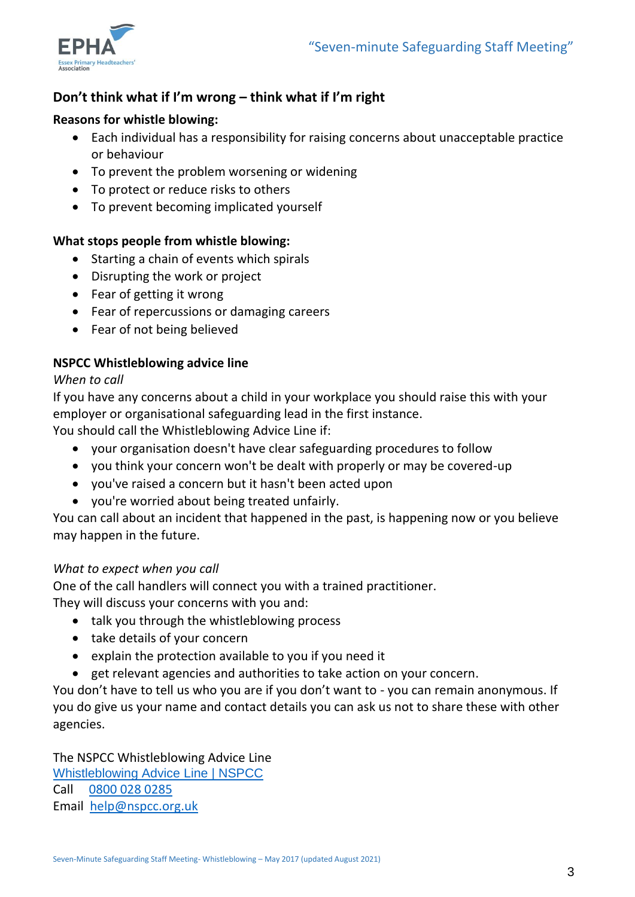## Don't think what if I'm wrong – think what if I'm right

**Reasons for whistle blowing:**

- Each individual has a responsibility for raising concerns about unacceptable practice or behaviour
- To prevent the problem worsening or widening
- To protect or reduce risks to others
- To prevent becoming implicated yourself

**What stops people from whistle blowing:**

- Starting a chain of events which spirals
- Disrupting the work or project
- Fear of getting it wrong
- Fear of repercussions or damaging careers
- Fear of not being believed

**NSPCC Whistleblowing advice line**

*When to call*

If you have any concerns about a child in your workplace you should raise this with your employer or organisational safeguarding lead in the first instance.
You should call the Whistleblowing Advice Line if:

- your organisation doesn't have clear safeguarding procedures to follow
- you think your concern won't be dealt with properly or may be covered-up
- you've raised a concern but it hasn't been acted upon
- you're worried about being treated unfairly.

You can call about an incident that happened in the past, is happening now or you believe may happen in the future.

*What to expect when you call*

One of the call handlers will connect you with a trained practitioner.
They will discuss your concerns with you and:

- talk you through the whistleblowing process
- take details of your concern
- explain the protection available to you if you need it
- get relevant agencies and authorities to take action on your concern.

You don't have to tell us who you are if you don't want to - you can remain anonymous. If you do give us your name and contact details you can ask us not to share these with other agencies.

The NSPCC Whistleblowing Advice Line
[Whistleblowing Advice Line | NSPCC]
Call 0800 028 0285
Email help@nspcc.org.uk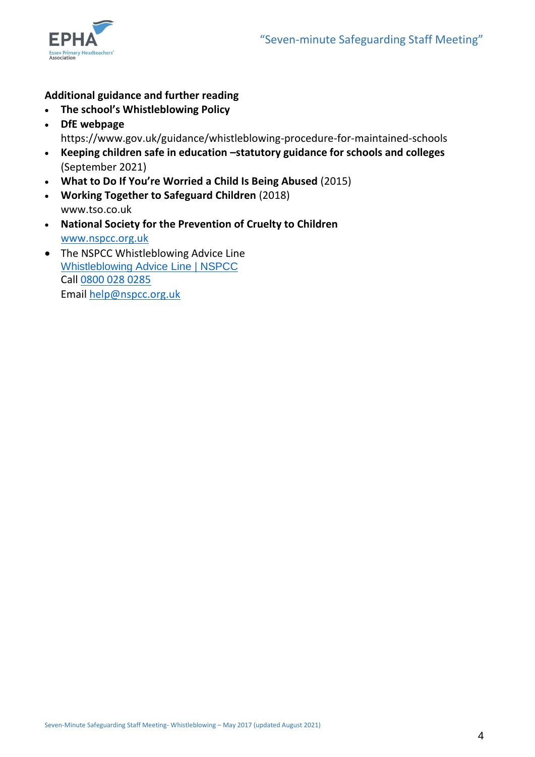**Additional guidance and further reading**

- **The school's Whistleblowing Policy**
- **DfE webpage**
  https://www.gov.uk/guidance/whistleblowing-procedure-for-maintained-schools
- **Keeping children safe in education –statutory guidance for schools and colleges** (September 2021)
- **What to Do If You're Worried a Child Is Being Abused** (2015)
- **Working Together to Safeguard Children** (2018)
  www.tso.co.uk
- **National Society for the Prevention of Cruelty to Children**
  www.nspcc.org.uk
- The NSPCC Whistleblowing Advice Line
  Whistleblowing Advice Line | NSPCC
  Call 0800 028 0285
  Email help@nspcc.org.uk